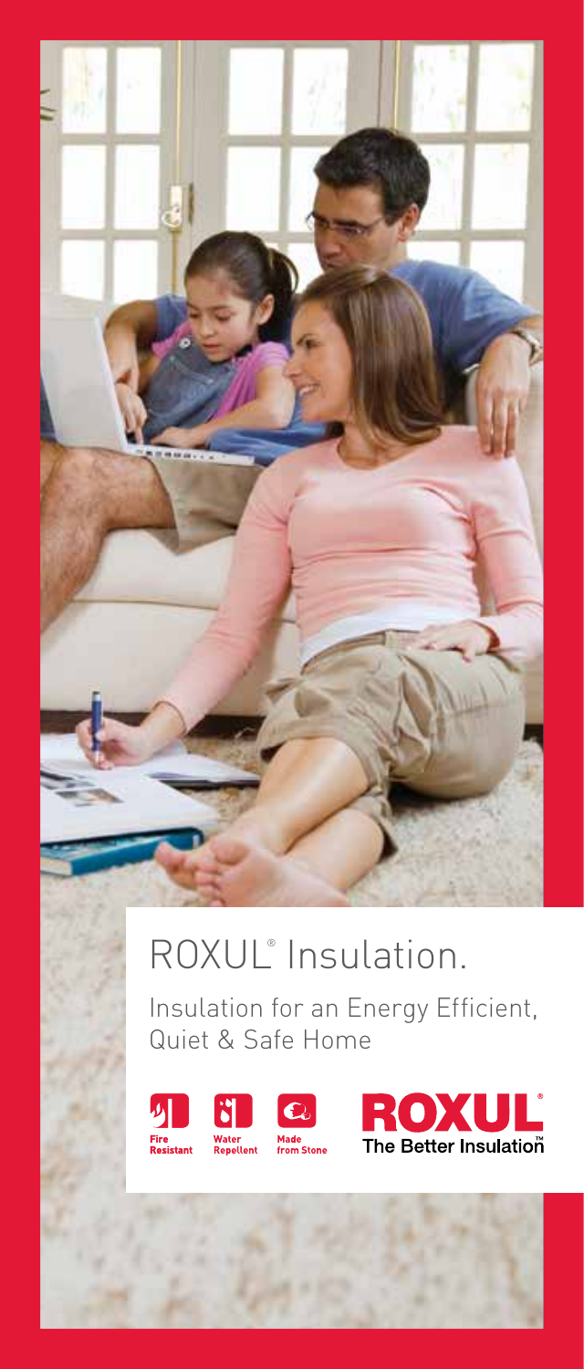# ROXUL® Insulation.

Insulation for an Energy Efficient, Quiet & Safe Home

Fire Resistant

Water Repellent

Made from Stone

ROXUL®

The Better Insulation™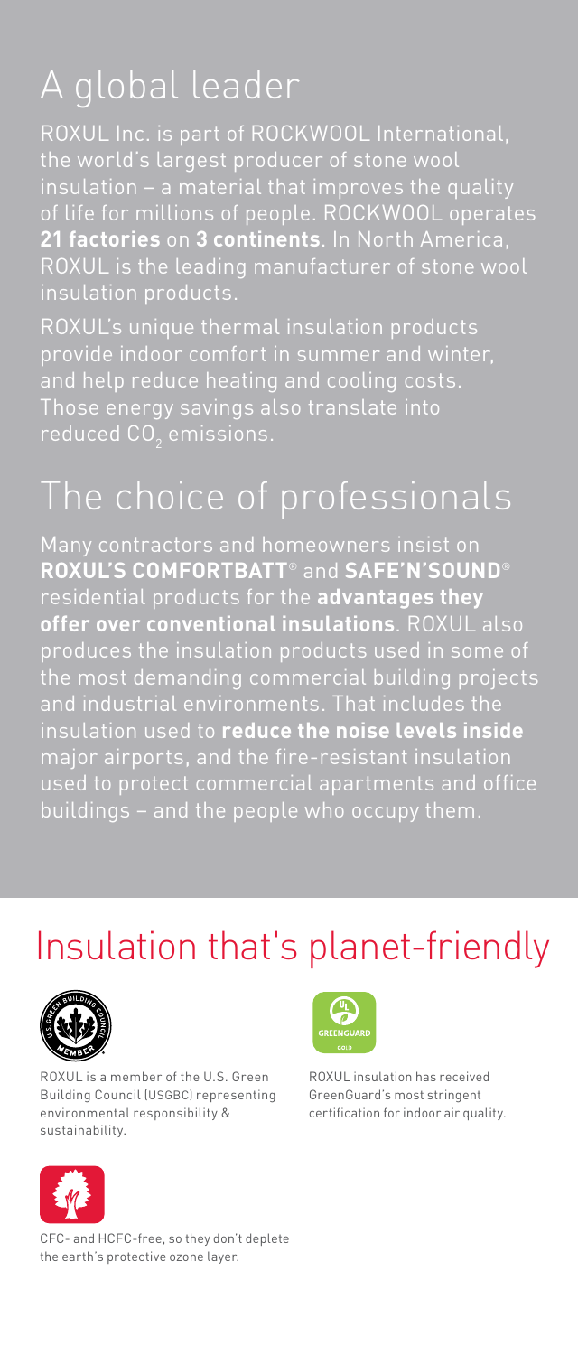## A global leader

ROXUL Inc. is part of ROCKWOOL International, the world's largest producer of stone wool insulation – a material that improves the quality of life for millions of people. ROCKWOOL operates **21 factories** on **3 continents**. In North America, ROXUL is the leading manufacturer of stone wool insulation products.

ROXUL's unique thermal insulation products provide indoor comfort in summer and winter, and help reduce heating and cooling costs. Those energy savings also translate into reduced $CO_2$ emissions.

## The choice of professionals

Many contractors and homeowners insist on **ROXUL'S COMFORTBATT**® and **SAFE'N'SOUND**® residential products for the **advantages they offer over conventional insulations**. ROXUL also produces the insulation products used in some of the most demanding commercial building projects and industrial environments. That includes the insulation used to **reduce the noise levels inside** major airports, and the fire-resistant insulation used to protect commercial apartments and office buildings – and the people who occupy them.

## Insulation that's planet-friendly

ROXUL is a member of the U.S. Green Building Council (USGBC) representing environmental responsibility & sustainability.

ROXUL insulation has received GreenGuard's most stringent certification for indoor air quality.

CFC- and HCFC-free, so they don't deplete the earth's protective ozone layer.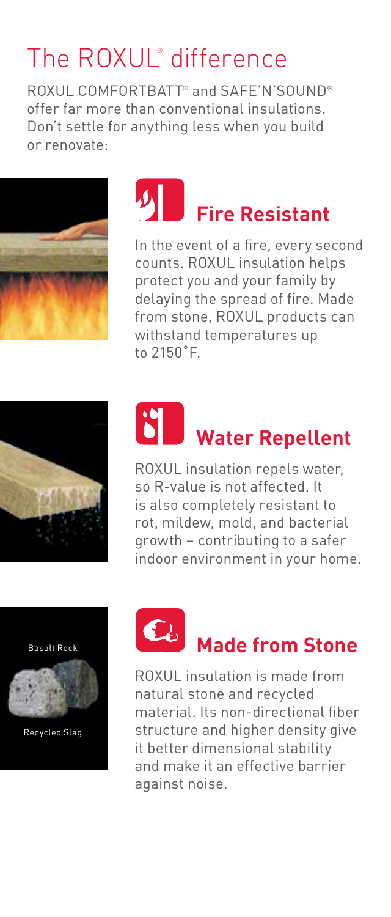# The ROXUL® difference

ROXUL COMFORTBATT® and SAFE'N'SOUND® offer far more than conventional insulations. Don't settle for anything less when you build or renovate:

## Fire Resistant

In the event of a fire, every second counts. ROXUL insulation helps protect you and your family by delaying the spread of fire. Made from stone, ROXUL products can withstand temperatures up to 2150˚F.

## Water Repellent

ROXUL insulation repels water, so R-value is not affected. It is also completely resistant to rot, mildew, mold, and bacterial growth – contributing to a safer indoor environment in your home.

Basalt Rock

Recycled Slag

## Made from Stone

ROXUL insulation is made from natural stone and recycled material. Its non-directional fiber structure and higher density give it better dimensional stability and make it an effective barrier against noise.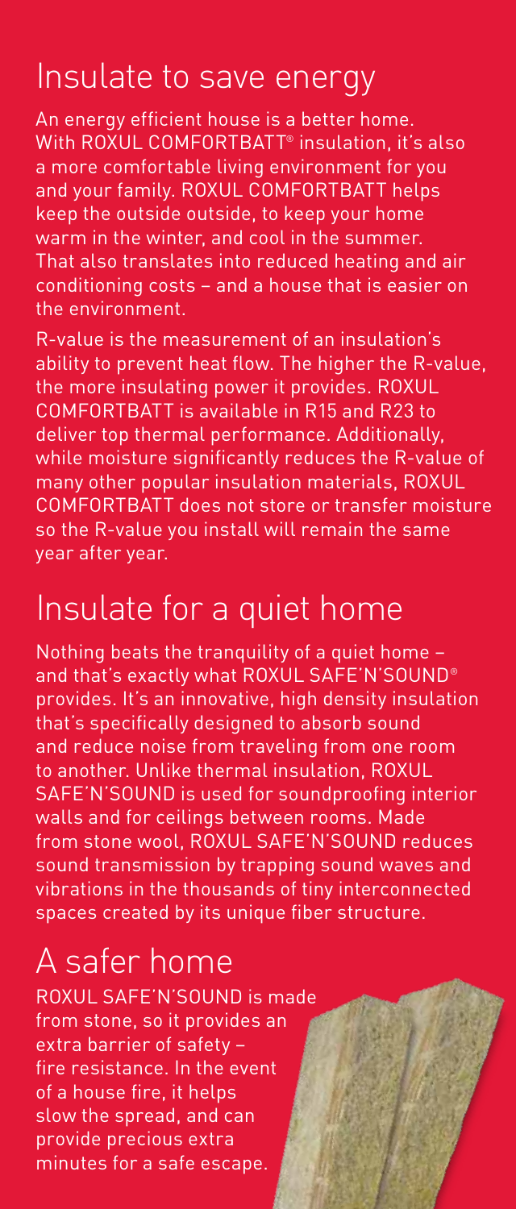# Insulate to save energy

An energy efficient house is a better home. With ROXUL COMFORTBATT® insulation, it's also a more comfortable living environment for you and your family. ROXUL COMFORTBATT helps keep the outside outside, to keep your home warm in the winter, and cool in the summer. That also translates into reduced heating and air conditioning costs – and a house that is easier on the environment.

R-value is the measurement of an insulation's ability to prevent heat flow. The higher the R-value, the more insulating power it provides. ROXUL COMFORTBATT is available in R15 and R23 to deliver top thermal performance. Additionally, while moisture significantly reduces the R-value of many other popular insulation materials, ROXUL COMFORTBATT does not store or transfer moisture so the R-value you install will remain the same year after year.

# Insulate for a quiet home

Nothing beats the tranquility of a quiet home – and that's exactly what ROXUL SAFE'N'SOUND® provides. It's an innovative, high density insulation that's specifically designed to absorb sound and reduce noise from traveling from one room to another. Unlike thermal insulation, ROXUL SAFE'N'SOUND is used for soundproofing interior walls and for ceilings between rooms. Made from stone wool, ROXUL SAFE'N'SOUND reduces sound transmission by trapping sound waves and vibrations in the thousands of tiny interconnected spaces created by its unique fiber structure.

# A safer home

ROXUL SAFE'N'SOUND is made from stone, so it provides an extra barrier of safety – fire resistance. In the event of a house fire, it helps slow the spread, and can provide precious extra minutes for a safe escape.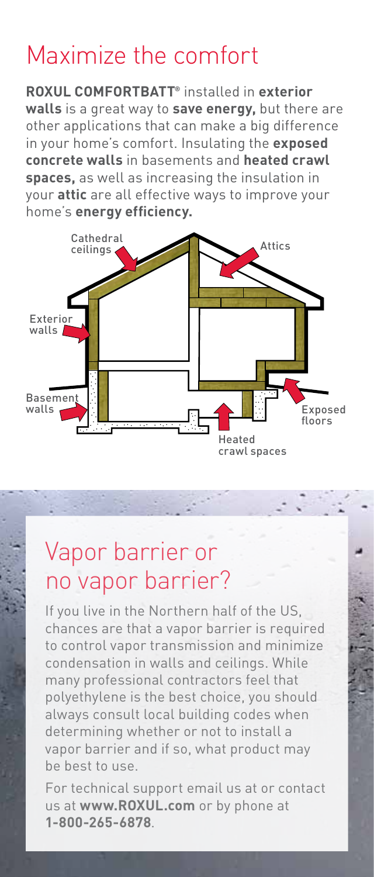# Maximize the comfort

**ROXUL COMFORTBATT®** installed in **exterior walls** is a great way to **save energy,** but there are other applications that can make a big difference in your home's comfort. Insulating the **exposed concrete walls** in basements and **heated crawl spaces,** as well as increasing the insulation in your **attic** are all effective ways to improve your home's **energy efficiency.**

Cathedral ceilings

Attics

Exterior walls

Basement walls

Exposed floors

Heated crawl spaces

# Vapor barrier or no vapor barrier?

If you live in the Northern half of the US, chances are that a vapor barrier is required to control vapor transmission and minimize condensation in walls and ceilings. While many professional contractors feel that polyethylene is the best choice, you should always consult local building codes when determining whether or not to install a vapor barrier and if so, what product may be best to use.

For technical support email us at or contact us at **www.ROXUL.com** or by phone at **1-800-265-6878**.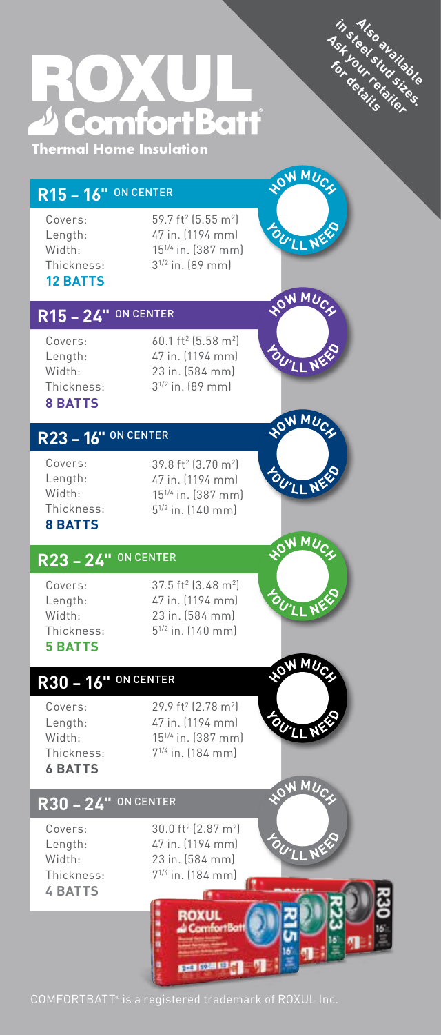# ROXUL ComfortBatt®

**Thermal Home Insulation**

*Also available in steel stud sizes. Ask your retailer for details*

## R15 – 16" ON CENTER

Covers: 59.7 ft² (5.55 m²)
Length: 47 in. (1194 mm)
Width: 15 1/4 in. (387 mm)
Thickness: 3 1/2 in. (89 mm)

**12 BATTS**

HOW MUCH YOU'LL NEED

## R15 – 24" ON CENTER

Covers: 60.1 ft² (5.58 m²)
Length: 47 in. (1194 mm)
Width: 23 in. (584 mm)
Thickness: 3 1/2 in. (89 mm)

**8 BATTS**

HOW MUCH YOU'LL NEED

## R23 – 16" ON CENTER

Covers: 39.8 ft² (3.70 m²)
Length: 47 in. (1194 mm)
Width: 15 1/4 in. (387 mm)
Thickness: 5 1/2 in. (140 mm)

**8 BATTS**

HOW MUCH YOU'LL NEED

## R23 – 24" ON CENTER

Covers: 37.5 ft² (3.48 m²)
Length: 47 in. (1194 mm)
Width: 23 in. (584 mm)
Thickness: 5 1/2 in. (140 mm)

**5 BATTS**

HOW MUCH YOU'LL NEED

## R30 – 16" ON CENTER

Covers: 29.9 ft² (2.78 m²)
Length: 47 in. (1194 mm)
Width: 15 1/4 in. (387 mm)
Thickness: 7 1/4 in. (184 mm)

**6 BATTS**

HOW MUCH YOU'LL NEED

## R30 – 24" ON CENTER

Covers: 30.0 ft² (2.87 m²)
Length: 47 in. (1194 mm)
Width: 23 in. (584 mm)
Thickness: 7 1/4 in. (184 mm)

**4 BATTS**

HOW MUCH YOU'LL NEED

COMFORTBATT® is a registered trademark of ROXUL Inc.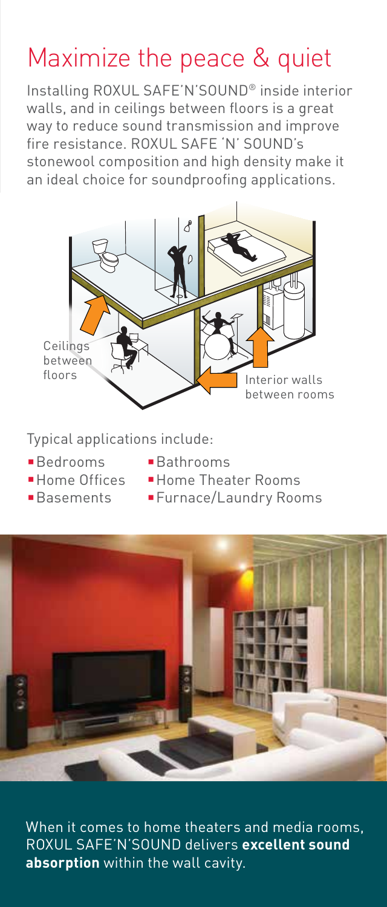# Maximize the peace & quiet

Installing ROXUL SAFE'N'SOUND® inside interior walls, and in ceilings between floors is a great way to reduce sound transmission and improve fire resistance. ROXUL SAFE 'N' SOUND's stonewool composition and high density make it an ideal choice for soundproofing applications.

Ceilings between floors

Interior walls between rooms

Typical applications include:

- Bedrooms
- Home Offices
- Basements
- Bathrooms
- Home Theater Rooms
- Furnace/Laundry Rooms

When it comes to home theaters and media rooms, ROXUL SAFE'N'SOUND delivers **excellent sound absorption** within the wall cavity.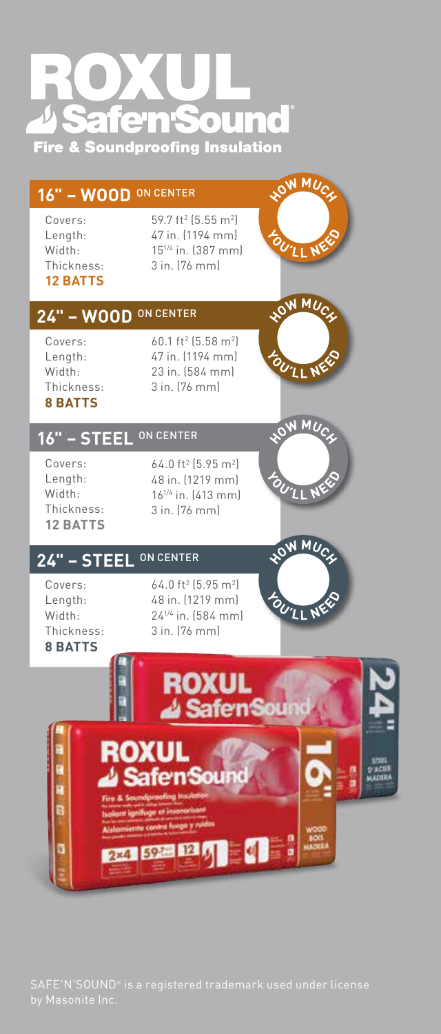# ROXUL Safe'n'Sound®

**Fire & Soundproofing Insulation**

## 16" – WOOD ON CENTER

| | |
|---|---|
| Covers: | 59.7 ft² (5.55 m²) |
| Length: | 47 in. (1194 mm) |
| Width: | 15 1/4 in. (387 mm) |
| Thickness: | 3 in. (76 mm) |
| **12 BATTS** | |

HOW MUCH YOU'LL NEED

## 24" – WOOD ON CENTER

| | |
|---|---|
| Covers: | 60.1 ft² (5.58 m²) |
| Length: | 47 in. (1194 mm) |
| Width: | 23 in. (584 mm) |
| Thickness: | 3 in. (76 mm) |
| **8 BATTS** | |

HOW MUCH YOU'LL NEED

## 16" – STEEL ON CENTER

| | |
|---|---|
| Covers: | 64.0 ft² (5.95 m²) |
| Length: | 48 in. (1219 mm) |
| Width: | 16 1/4 in. (413 mm) |
| Thickness: | 3 in. (76 mm) |
| **12 BATTS** | |

HOW MUCH YOU'LL NEED

## 24" – STEEL ON CENTER

| | |
|---|---|
| Covers: | 64.0 ft² (5.95 m²) |
| Length: | 48 in. (1219 mm) |
| Width: | 24 1/4 in. (584 mm) |
| Thickness: | 3 in. (76 mm) |
| **8 BATTS** | |

HOW MUCH YOU'LL NEED

SAFE'N'SOUND® is a registered trademark used under license by Masonite Inc.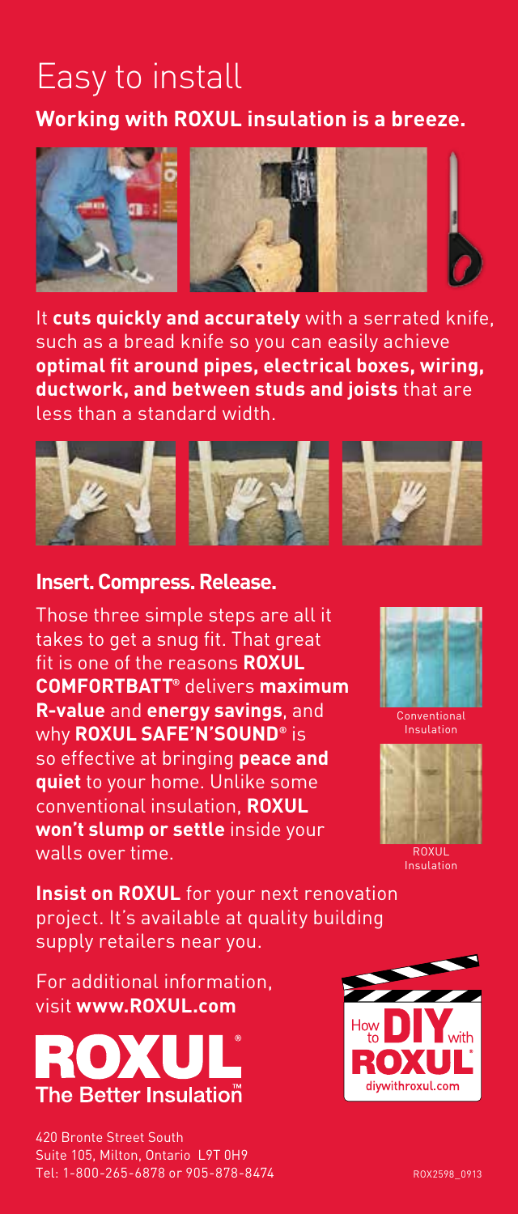# Easy to install

**Working with ROXUL insulation is a breeze.**

It **cuts quickly and accurately** with a serrated knife, such as a bread knife so you can easily achieve **optimal fit around pipes, electrical boxes, wiring, ductwork, and between studs and joists** that are less than a standard width.

## Insert. Compress. Release.

Those three simple steps are all it takes to get a snug fit. That great fit is one of the reasons **ROXUL COMFORTBATT®** delivers **maximum R-value** and **energy savings**, and why **ROXUL SAFE'N'SOUND®** is so effective at bringing **peace and quiet** to your home. Unlike some conventional insulation, **ROXUL won't slump or settle** inside your walls over time.

Conventional Insulation

ROXUL Insulation

**Insist on ROXUL** for your next renovation project. It's available at quality building supply retailers near you.

For additional information, visit **www.ROXUL.com**

ROXUL® The Better Insulation™

How to DIY with ROXUL® diywithroxul.com

420 Bronte Street South
Suite 105, Milton, Ontario L9T 0H9
Tel: 1-800-265-6878 or 905-878-8474

ROX2598_0913